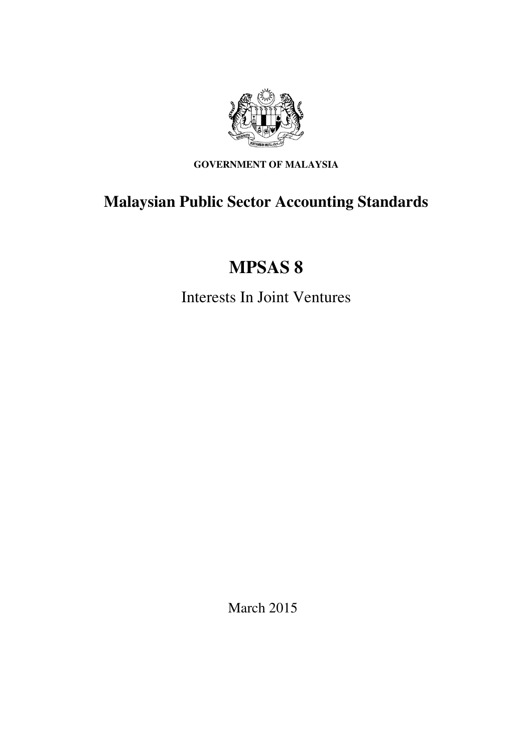**GOVERNMENT OF MALAYSIA**

# Malaysian Public Sector Accounting Standards

# MPSAS 8

## Interests In Joint Ventures

March 2015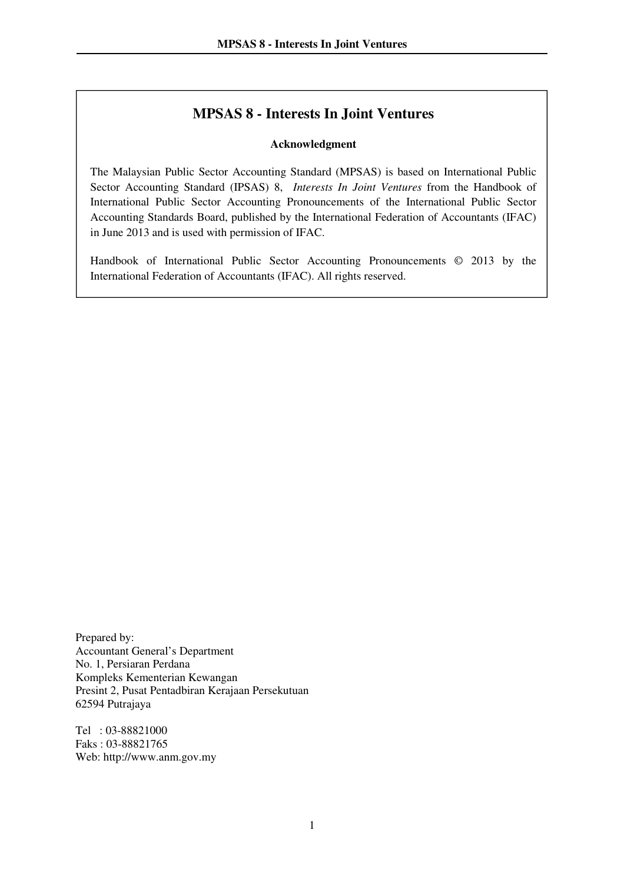# MPSAS 8 - Interests In Joint Ventures

**Acknowledgment**

The Malaysian Public Sector Accounting Standard (MPSAS) is based on International Public Sector Accounting Standard (IPSAS) 8, *Interests In Joint Ventures* from the Handbook of International Public Sector Accounting Pronouncements of the International Public Sector Accounting Standards Board, published by the International Federation of Accountants (IFAC) in June 2013 and is used with permission of IFAC.

Handbook of International Public Sector Accounting Pronouncements © 2013 by the International Federation of Accountants (IFAC). All rights reserved.

Prepared by:
Accountant General's Department
No. 1, Persiaran Perdana
Kompleks Kementerian Kewangan
Presint 2, Pusat Pentadbiran Kerajaan Persekutuan
62594 Putrajaya

Tel : 03-88821000
Faks : 03-88821765
Web: http://www.anm.gov.my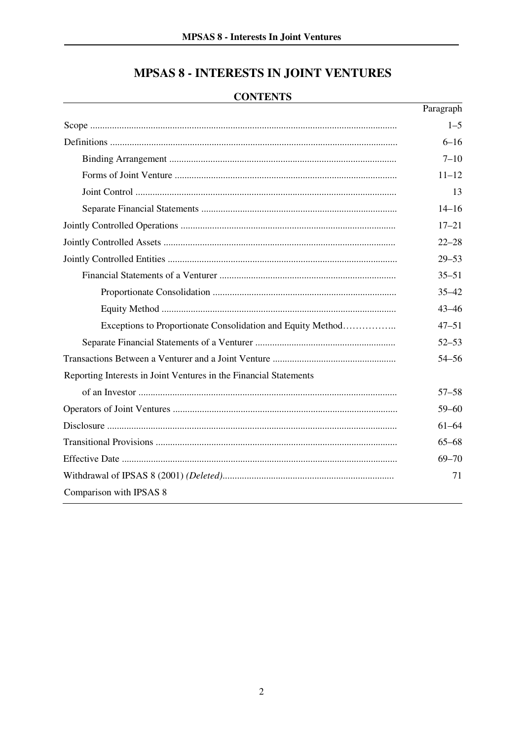# MPSAS 8 - INTERESTS IN JOINT VENTURES

## CONTENTS

| | Paragraph |
|---|---|
| Scope | 1–5 |
| Definitions | 6–16 |
| Binding Arrangement | 7–10 |
| Forms of Joint Venture | 11–12 |
| Joint Control | 13 |
| Separate Financial Statements | 14–16 |
| Jointly Controlled Operations | 17–21 |
| Jointly Controlled Assets | 22–28 |
| Jointly Controlled Entities | 29–53 |
| Financial Statements of a Venturer | 35–51 |
| Proportionate Consolidation | 35–42 |
| Equity Method | 43–46 |
| Exceptions to Proportionate Consolidation and Equity Method | 47–51 |
| Separate Financial Statements of a Venturer | 52–53 |
| Transactions Between a Venturer and a Joint Venture | 54–56 |
| Reporting Interests in Joint Ventures in the Financial Statements of an Investor | 57–58 |
| Operators of Joint Ventures | 59–60 |
| Disclosure | 61–64 |
| Transitional Provisions | 65–68 |
| Effective Date | 69–70 |
| Withdrawal of IPSAS 8 (2001) *(Deleted)* | 71 |
| Comparison with IPSAS 8 | |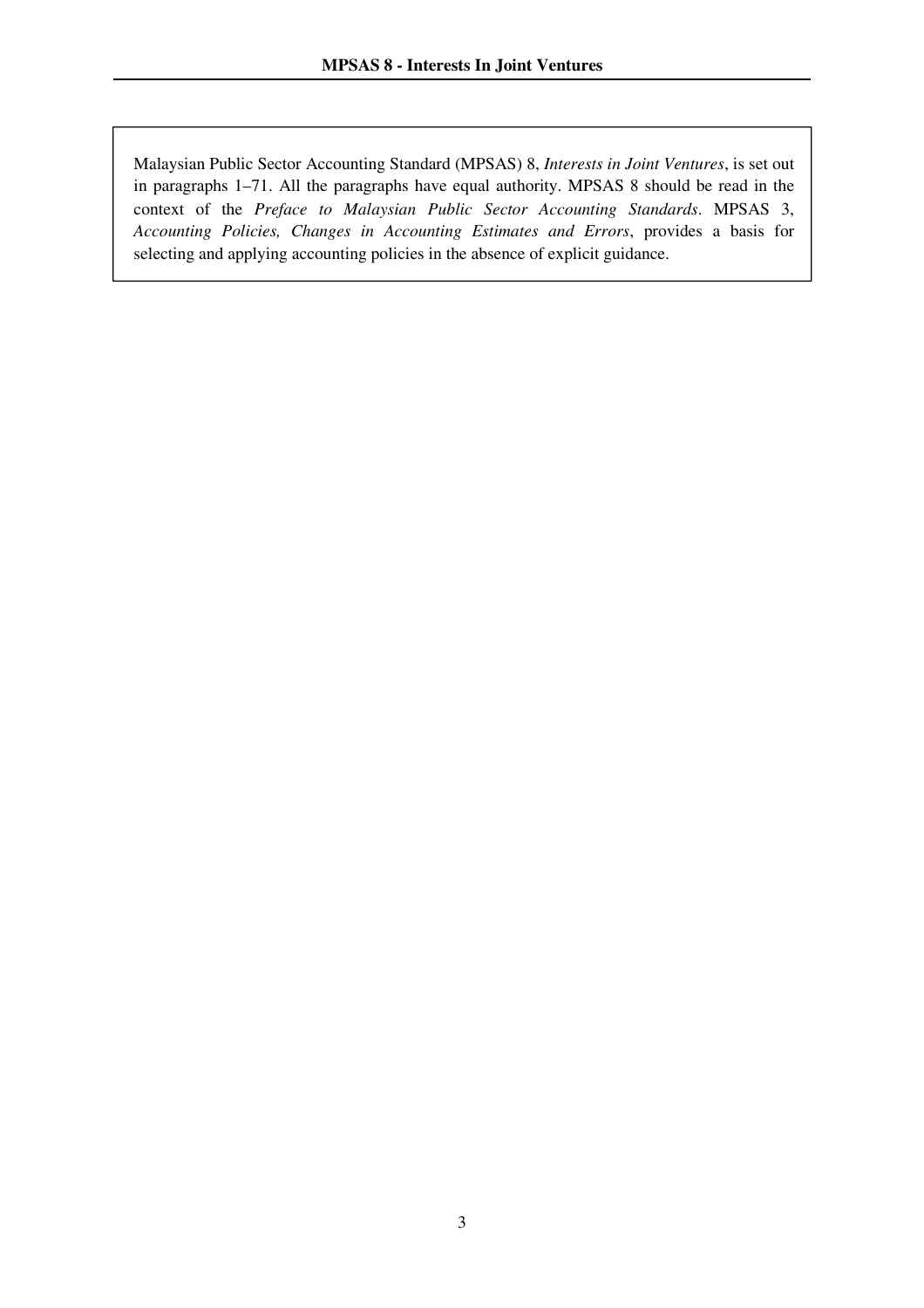Malaysian Public Sector Accounting Standard (MPSAS) 8, *Interests in Joint Ventures*, is set out in paragraphs 1–71. All the paragraphs have equal authority. MPSAS 8 should be read in the context of the *Preface to Malaysian Public Sector Accounting Standards*. MPSAS 3, *Accounting Policies, Changes in Accounting Estimates and Errors*, provides a basis for selecting and applying accounting policies in the absence of explicit guidance.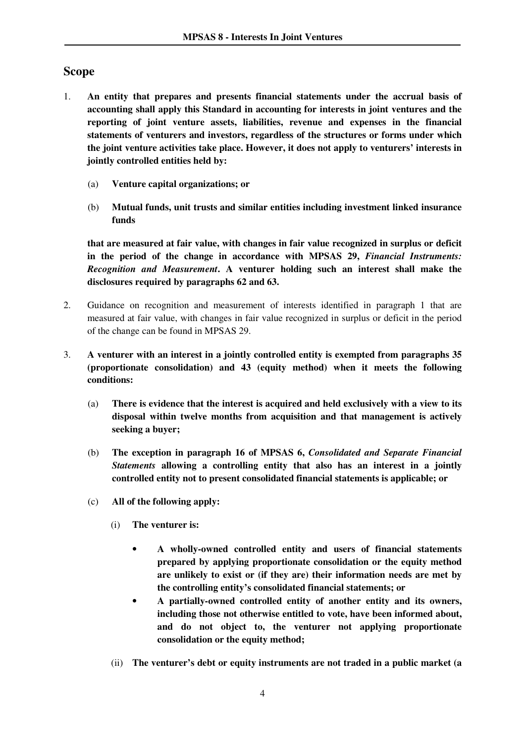## Scope

1. **An entity that prepares and presents financial statements under the accrual basis of accounting shall apply this Standard in accounting for interests in joint ventures and the reporting of joint venture assets, liabilities, revenue and expenses in the financial statements of venturers and investors, regardless of the structures or forms under which the joint venture activities take place. However, it does not apply to venturers' interests in jointly controlled entities held by:**

   (a) **Venture capital organizations; or**

   (b) **Mutual funds, unit trusts and similar entities including investment linked insurance funds**

   **that are measured at fair value, with changes in fair value recognized in surplus or deficit in the period of the change in accordance with MPSAS 29, *Financial Instruments: Recognition and Measurement*. A venturer holding such an interest shall make the disclosures required by paragraphs 62 and 63.**

2. Guidance on recognition and measurement of interests identified in paragraph 1 that are measured at fair value, with changes in fair value recognized in surplus or deficit in the period of the change can be found in MPSAS 29.

3. **A venturer with an interest in a jointly controlled entity is exempted from paragraphs 35 (proportionate consolidation) and 43 (equity method) when it meets the following conditions:**

   (a) **There is evidence that the interest is acquired and held exclusively with a view to its disposal within twelve months from acquisition and that management is actively seeking a buyer;**

   (b) **The exception in paragraph 16 of MPSAS 6, *Consolidated and Separate Financial Statements* allowing a controlling entity that also has an interest in a jointly controlled entity not to present consolidated financial statements is applicable; or**

   (c) **All of the following apply:**

      (i) **The venturer is:**

      - **A wholly-owned controlled entity and users of financial statements prepared by applying proportionate consolidation or the equity method are unlikely to exist or (if they are) their information needs are met by the controlling entity's consolidated financial statements; or**
      - **A partially-owned controlled entity of another entity and its owners, including those not otherwise entitled to vote, have been informed about, and do not object to, the venturer not applying proportionate consolidation or the equity method;**

      (ii) **The venturer's debt or equity instruments are not traded in a public market (a**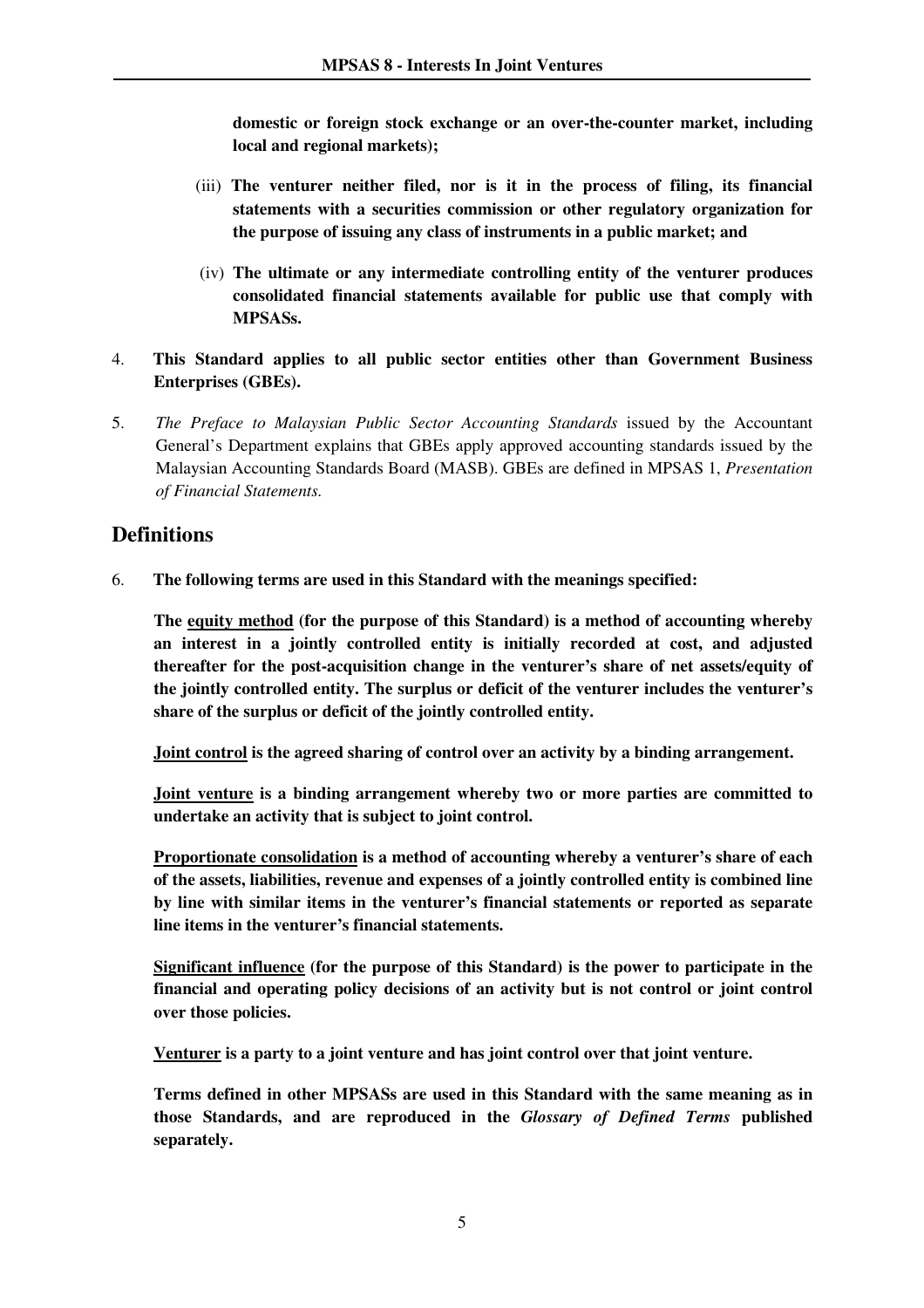**domestic or foreign stock exchange or an over-the-counter market, including local and regional markets);**

(iii) **The venturer neither filed, nor is it in the process of filing, its financial statements with a securities commission or other regulatory organization for the purpose of issuing any class of instruments in a public market; and**

(iv) **The ultimate or any intermediate controlling entity of the venturer produces consolidated financial statements available for public use that comply with MPSASs.**

4. **This Standard applies to all public sector entities other than Government Business Enterprises (GBEs).**

5. *The Preface to Malaysian Public Sector Accounting Standards* issued by the Accountant General's Department explains that GBEs apply approved accounting standards issued by the Malaysian Accounting Standards Board (MASB). GBEs are defined in MPSAS 1, *Presentation of Financial Statements.*

## Definitions

6. **The following terms are used in this Standard with the meanings specified:**

**The <u>equity method</u> (for the purpose of this Standard) is a method of accounting whereby an interest in a jointly controlled entity is initially recorded at cost, and adjusted thereafter for the post-acquisition change in the venturer's share of net assets/equity of the jointly controlled entity. The surplus or deficit of the venturer includes the venturer's share of the surplus or deficit of the jointly controlled entity.**

**<u>Joint control</u> is the agreed sharing of control over an activity by a binding arrangement.**

**<u>Joint venture</u> is a binding arrangement whereby two or more parties are committed to undertake an activity that is subject to joint control.**

**<u>Proportionate consolidation</u> is a method of accounting whereby a venturer's share of each of the assets, liabilities, revenue and expenses of a jointly controlled entity is combined line by line with similar items in the venturer's financial statements or reported as separate line items in the venturer's financial statements.**

**<u>Significant influence</u> (for the purpose of this Standard) is the power to participate in the financial and operating policy decisions of an activity but is not control or joint control over those policies.**

**<u>Venturer</u> is a party to a joint venture and has joint control over that joint venture.**

**Terms defined in other MPSASs are used in this Standard with the same meaning as in those Standards, and are reproduced in the *Glossary of Defined Terms* published separately.**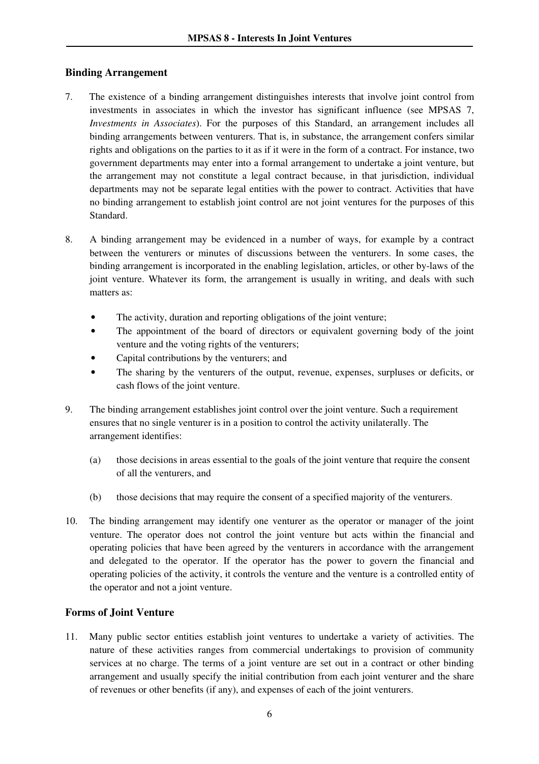## Binding Arrangement

7. The existence of a binding arrangement distinguishes interests that involve joint control from investments in associates in which the investor has significant influence (see MPSAS 7, *Investments in Associates*). For the purposes of this Standard, an arrangement includes all binding arrangements between venturers. That is, in substance, the arrangement confers similar rights and obligations on the parties to it as if it were in the form of a contract. For instance, two government departments may enter into a formal arrangement to undertake a joint venture, but the arrangement may not constitute a legal contract because, in that jurisdiction, individual departments may not be separate legal entities with the power to contract. Activities that have no binding arrangement to establish joint control are not joint ventures for the purposes of this Standard.

8. A binding arrangement may be evidenced in a number of ways, for example by a contract between the venturers or minutes of discussions between the venturers. In some cases, the binding arrangement is incorporated in the enabling legislation, articles, or other by-laws of the joint venture. Whatever its form, the arrangement is usually in writing, and deals with such matters as:

   - The activity, duration and reporting obligations of the joint venture;
   - The appointment of the board of directors or equivalent governing body of the joint venture and the voting rights of the venturers;
   - Capital contributions by the venturers; and
   - The sharing by the venturers of the output, revenue, expenses, surpluses or deficits, or cash flows of the joint venture.

9. The binding arrangement establishes joint control over the joint venture. Such a requirement ensures that no single venturer is in a position to control the activity unilaterally. The arrangement identifies:

   (a) those decisions in areas essential to the goals of the joint venture that require the consent of all the venturers, and

   (b) those decisions that may require the consent of a specified majority of the venturers.

10. The binding arrangement may identify one venturer as the operator or manager of the joint venture. The operator does not control the joint venture but acts within the financial and operating policies that have been agreed by the venturers in accordance with the arrangement and delegated to the operator. If the operator has the power to govern the financial and operating policies of the activity, it controls the venture and the venture is a controlled entity of the operator and not a joint venture.

## Forms of Joint Venture

11. Many public sector entities establish joint ventures to undertake a variety of activities. The nature of these activities ranges from commercial undertakings to provision of community services at no charge. The terms of a joint venture are set out in a contract or other binding arrangement and usually specify the initial contribution from each joint venturer and the share of revenues or other benefits (if any), and expenses of each of the joint venturers.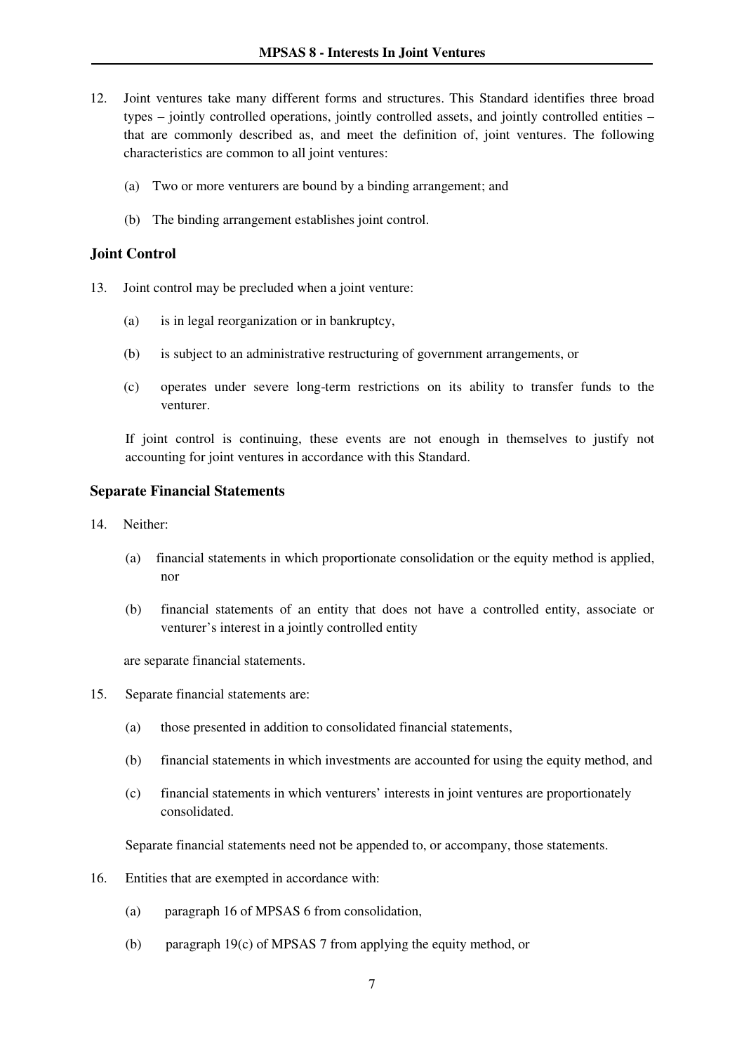12. Joint ventures take many different forms and structures. This Standard identifies three broad types – jointly controlled operations, jointly controlled assets, and jointly controlled entities – that are commonly described as, and meet the definition of, joint ventures. The following characteristics are common to all joint ventures:

    (a) Two or more venturers are bound by a binding arrangement; and

    (b) The binding arrangement establishes joint control.

## Joint Control

13. Joint control may be precluded when a joint venture:

    (a) is in legal reorganization or in bankruptcy,

    (b) is subject to an administrative restructuring of government arrangements, or

    (c) operates under severe long-term restrictions on its ability to transfer funds to the venturer.

    If joint control is continuing, these events are not enough in themselves to justify not accounting for joint ventures in accordance with this Standard.

## Separate Financial Statements

14. Neither:

    (a) financial statements in which proportionate consolidation or the equity method is applied, nor

    (b) financial statements of an entity that does not have a controlled entity, associate or venturer's interest in a jointly controlled entity

    are separate financial statements.

15. Separate financial statements are:

    (a) those presented in addition to consolidated financial statements,

    (b) financial statements in which investments are accounted for using the equity method, and

    (c) financial statements in which venturers' interests in joint ventures are proportionately consolidated.

    Separate financial statements need not be appended to, or accompany, those statements.

16. Entities that are exempted in accordance with:

    (a) paragraph 16 of MPSAS 6 from consolidation,

    (b) paragraph 19(c) of MPSAS 7 from applying the equity method, or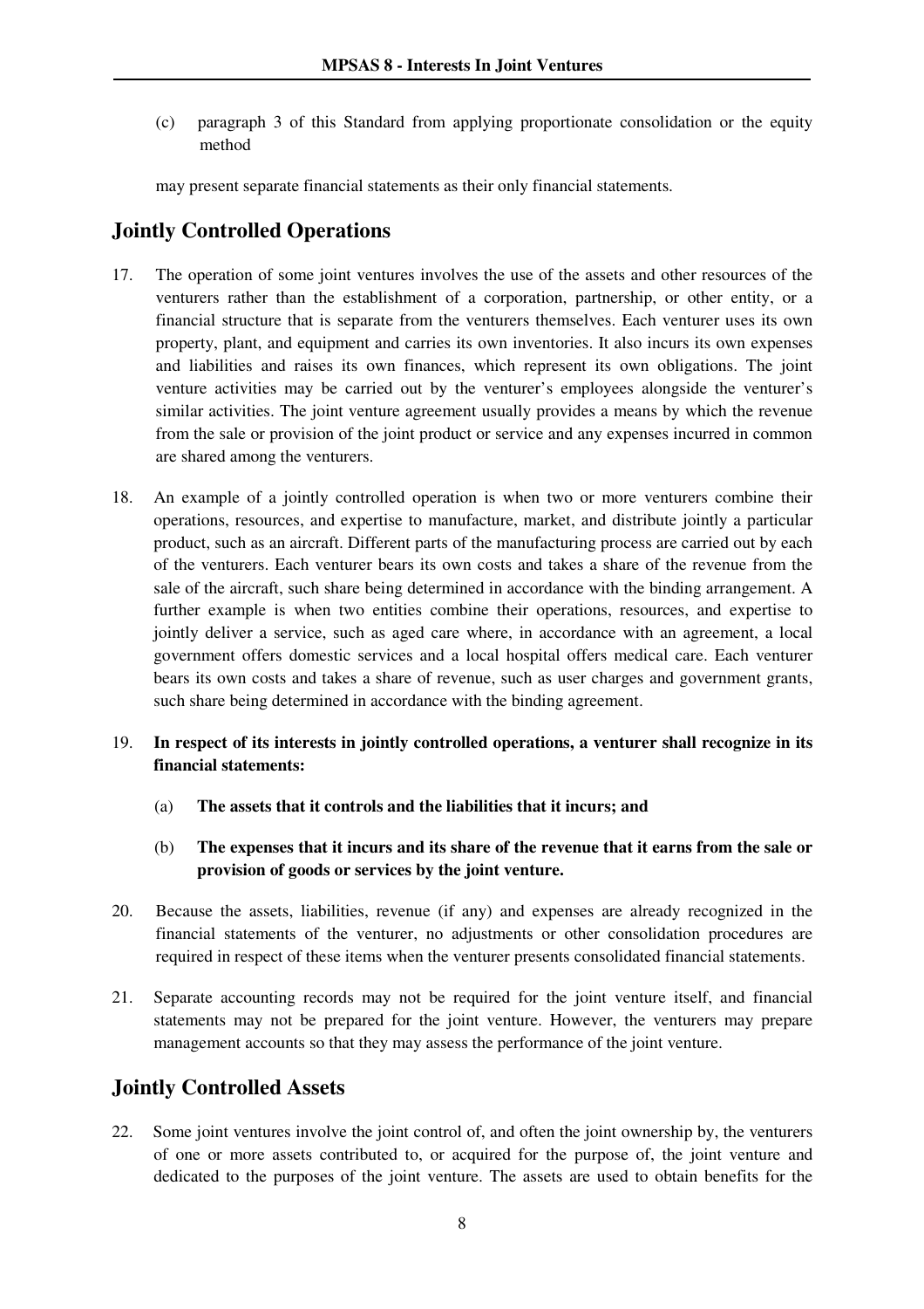(c) paragraph 3 of this Standard from applying proportionate consolidation or the equity method

may present separate financial statements as their only financial statements.

## Jointly Controlled Operations

17. The operation of some joint ventures involves the use of the assets and other resources of the venturers rather than the establishment of a corporation, partnership, or other entity, or a financial structure that is separate from the venturers themselves. Each venturer uses its own property, plant, and equipment and carries its own inventories. It also incurs its own expenses and liabilities and raises its own finances, which represent its own obligations. The joint venture activities may be carried out by the venturer's employees alongside the venturer's similar activities. The joint venture agreement usually provides a means by which the revenue from the sale or provision of the joint product or service and any expenses incurred in common are shared among the venturers.

18. An example of a jointly controlled operation is when two or more venturers combine their operations, resources, and expertise to manufacture, market, and distribute jointly a particular product, such as an aircraft. Different parts of the manufacturing process are carried out by each of the venturers. Each venturer bears its own costs and takes a share of the revenue from the sale of the aircraft, such share being determined in accordance with the binding arrangement. A further example is when two entities combine their operations, resources, and expertise to jointly deliver a service, such as aged care where, in accordance with an agreement, a local government offers domestic services and a local hospital offers medical care. Each venturer bears its own costs and takes a share of revenue, such as user charges and government grants, such share being determined in accordance with the binding agreement.

19. **In respect of its interests in jointly controlled operations, a venturer shall recognize in its financial statements:**

    (a) **The assets that it controls and the liabilities that it incurs; and**

    (b) **The expenses that it incurs and its share of the revenue that it earns from the sale or provision of goods or services by the joint venture.**

20. Because the assets, liabilities, revenue (if any) and expenses are already recognized in the financial statements of the venturer, no adjustments or other consolidation procedures are required in respect of these items when the venturer presents consolidated financial statements.

21. Separate accounting records may not be required for the joint venture itself, and financial statements may not be prepared for the joint venture. However, the venturers may prepare management accounts so that they may assess the performance of the joint venture.

## Jointly Controlled Assets

22. Some joint ventures involve the joint control of, and often the joint ownership by, the venturers of one or more assets contributed to, or acquired for the purpose of, the joint venture and dedicated to the purposes of the joint venture. The assets are used to obtain benefits for the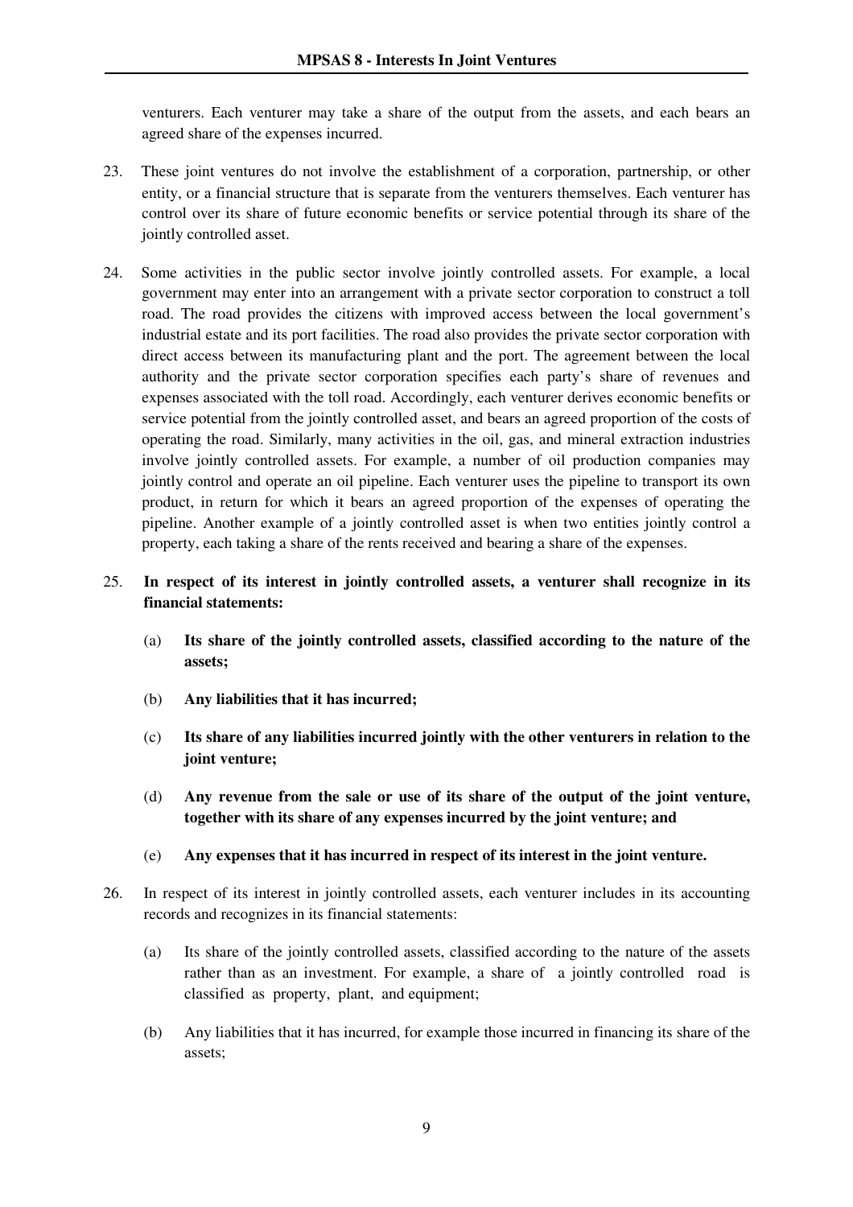venturers. Each venturer may take a share of the output from the assets, and each bears an agreed share of the expenses incurred.

23. These joint ventures do not involve the establishment of a corporation, partnership, or other entity, or a financial structure that is separate from the venturers themselves. Each venturer has control over its share of future economic benefits or service potential through its share of the jointly controlled asset.

24. Some activities in the public sector involve jointly controlled assets. For example, a local government may enter into an arrangement with a private sector corporation to construct a toll road. The road provides the citizens with improved access between the local government's industrial estate and its port facilities. The road also provides the private sector corporation with direct access between its manufacturing plant and the port. The agreement between the local authority and the private sector corporation specifies each party's share of revenues and expenses associated with the toll road. Accordingly, each venturer derives economic benefits or service potential from the jointly controlled asset, and bears an agreed proportion of the costs of operating the road. Similarly, many activities in the oil, gas, and mineral extraction industries involve jointly controlled assets. For example, a number of oil production companies may jointly control and operate an oil pipeline. Each venturer uses the pipeline to transport its own product, in return for which it bears an agreed proportion of the expenses of operating the pipeline. Another example of a jointly controlled asset is when two entities jointly control a property, each taking a share of the rents received and bearing a share of the expenses.

25. **In respect of its interest in jointly controlled assets, a venturer shall recognize in its financial statements:**

    (a) **Its share of the jointly controlled assets, classified according to the nature of the assets;**

    (b) **Any liabilities that it has incurred;**

    (c) **Its share of any liabilities incurred jointly with the other venturers in relation to the joint venture;**

    (d) **Any revenue from the sale or use of its share of the output of the joint venture, together with its share of any expenses incurred by the joint venture; and**

    (e) **Any expenses that it has incurred in respect of its interest in the joint venture.**

26. In respect of its interest in jointly controlled assets, each venturer includes in its accounting records and recognizes in its financial statements:

    (a) Its share of the jointly controlled assets, classified according to the nature of the assets rather than as an investment. For example, a share of a jointly controlled road is classified as property, plant, and equipment;

    (b) Any liabilities that it has incurred, for example those incurred in financing its share of the assets;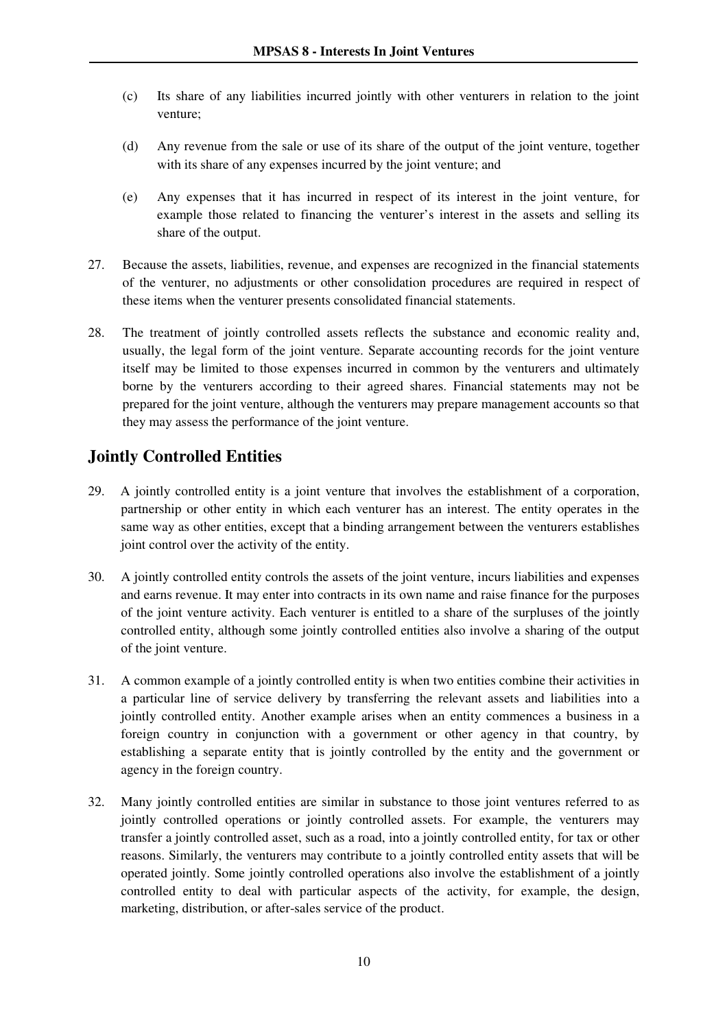(c) Its share of any liabilities incurred jointly with other venturers in relation to the joint venture;

(d) Any revenue from the sale or use of its share of the output of the joint venture, together with its share of any expenses incurred by the joint venture; and

(e) Any expenses that it has incurred in respect of its interest in the joint venture, for example those related to financing the venturer's interest in the assets and selling its share of the output.

27. Because the assets, liabilities, revenue, and expenses are recognized in the financial statements of the venturer, no adjustments or other consolidation procedures are required in respect of these items when the venturer presents consolidated financial statements.

28. The treatment of jointly controlled assets reflects the substance and economic reality and, usually, the legal form of the joint venture. Separate accounting records for the joint venture itself may be limited to those expenses incurred in common by the venturers and ultimately borne by the venturers according to their agreed shares. Financial statements may not be prepared for the joint venture, although the venturers may prepare management accounts so that they may assess the performance of the joint venture.

## Jointly Controlled Entities

29. A jointly controlled entity is a joint venture that involves the establishment of a corporation, partnership or other entity in which each venturer has an interest. The entity operates in the same way as other entities, except that a binding arrangement between the venturers establishes joint control over the activity of the entity.

30. A jointly controlled entity controls the assets of the joint venture, incurs liabilities and expenses and earns revenue. It may enter into contracts in its own name and raise finance for the purposes of the joint venture activity. Each venturer is entitled to a share of the surpluses of the jointly controlled entity, although some jointly controlled entities also involve a sharing of the output of the joint venture.

31. A common example of a jointly controlled entity is when two entities combine their activities in a particular line of service delivery by transferring the relevant assets and liabilities into a jointly controlled entity. Another example arises when an entity commences a business in a foreign country in conjunction with a government or other agency in that country, by establishing a separate entity that is jointly controlled by the entity and the government or agency in the foreign country.

32. Many jointly controlled entities are similar in substance to those joint ventures referred to as jointly controlled operations or jointly controlled assets. For example, the venturers may transfer a jointly controlled asset, such as a road, into a jointly controlled entity, for tax or other reasons. Similarly, the venturers may contribute to a jointly controlled entity assets that will be operated jointly. Some jointly controlled operations also involve the establishment of a jointly controlled entity to deal with particular aspects of the activity, for example, the design, marketing, distribution, or after-sales service of the product.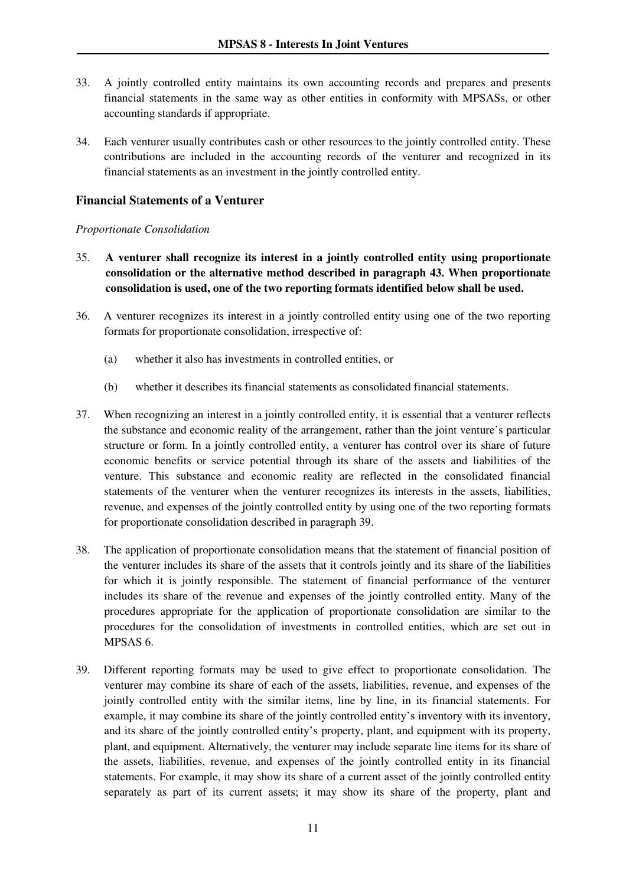33. A jointly controlled entity maintains its own accounting records and prepares and presents financial statements in the same way as other entities in conformity with MPSASs, or other accounting standards if appropriate.

34. Each venturer usually contributes cash or other resources to the jointly controlled entity. These contributions are included in the accounting records of the venturer and recognized in its financial statements as an investment in the jointly controlled entity.

## Financial Statements of a Venturer

*Proportionate Consolidation*

35. **A venturer shall recognize its interest in a jointly controlled entity using proportionate consolidation or the alternative method described in paragraph 43. When proportionate consolidation is used, one of the two reporting formats identified below shall be used.**

36. A venturer recognizes its interest in a jointly controlled entity using one of the two reporting formats for proportionate consolidation, irrespective of:

    (a) whether it also has investments in controlled entities, or

    (b) whether it describes its financial statements as consolidated financial statements.

37. When recognizing an interest in a jointly controlled entity, it is essential that a venturer reflects the substance and economic reality of the arrangement, rather than the joint venture's particular structure or form. In a jointly controlled entity, a venturer has control over its share of future economic benefits or service potential through its share of the assets and liabilities of the venture. This substance and economic reality are reflected in the consolidated financial statements of the venturer when the venturer recognizes its interests in the assets, liabilities, revenue, and expenses of the jointly controlled entity by using one of the two reporting formats for proportionate consolidation described in paragraph 39.

38. The application of proportionate consolidation means that the statement of financial position of the venturer includes its share of the assets that it controls jointly and its share of the liabilities for which it is jointly responsible. The statement of financial performance of the venturer includes its share of the revenue and expenses of the jointly controlled entity. Many of the procedures appropriate for the application of proportionate consolidation are similar to the procedures for the consolidation of investments in controlled entities, which are set out in MPSAS 6.

39. Different reporting formats may be used to give effect to proportionate consolidation. The venturer may combine its share of each of the assets, liabilities, revenue, and expenses of the jointly controlled entity with the similar items, line by line, in its financial statements. For example, it may combine its share of the jointly controlled entity's inventory with its inventory, and its share of the jointly controlled entity's property, plant, and equipment with its property, plant, and equipment. Alternatively, the venturer may include separate line items for its share of the assets, liabilities, revenue, and expenses of the jointly controlled entity in its financial statements. For example, it may show its share of a current asset of the jointly controlled entity separately as part of its current assets; it may show its share of the property, plant and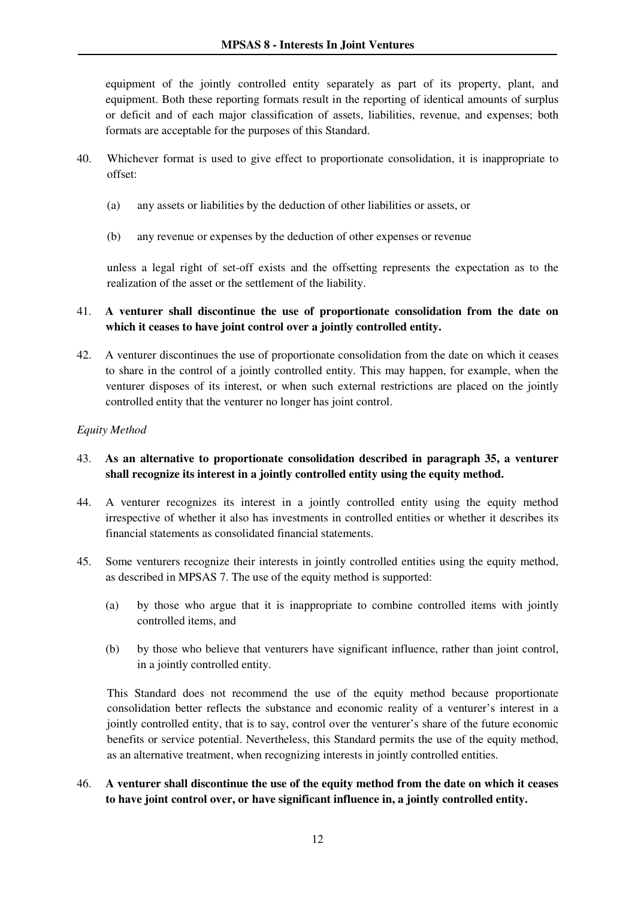equipment of the jointly controlled entity separately as part of its property, plant, and equipment. Both these reporting formats result in the reporting of identical amounts of surplus or deficit and of each major classification of assets, liabilities, revenue, and expenses; both formats are acceptable for the purposes of this Standard.

40. Whichever format is used to give effect to proportionate consolidation, it is inappropriate to offset:

    (a) any assets or liabilities by the deduction of other liabilities or assets, or

    (b) any revenue or expenses by the deduction of other expenses or revenue

    unless a legal right of set-off exists and the offsetting represents the expectation as to the realization of the asset or the settlement of the liability.

41. **A venturer shall discontinue the use of proportionate consolidation from the date on which it ceases to have joint control over a jointly controlled entity.**

42. A venturer discontinues the use of proportionate consolidation from the date on which it ceases to share in the control of a jointly controlled entity. This may happen, for example, when the venturer disposes of its interest, or when such external restrictions are placed on the jointly controlled entity that the venturer no longer has joint control.

*Equity Method*

43. **As an alternative to proportionate consolidation described in paragraph 35, a venturer shall recognize its interest in a jointly controlled entity using the equity method.**

44. A venturer recognizes its interest in a jointly controlled entity using the equity method irrespective of whether it also has investments in controlled entities or whether it describes its financial statements as consolidated financial statements.

45. Some venturers recognize their interests in jointly controlled entities using the equity method, as described in MPSAS 7. The use of the equity method is supported:

    (a) by those who argue that it is inappropriate to combine controlled items with jointly controlled items, and

    (b) by those who believe that venturers have significant influence, rather than joint control, in a jointly controlled entity.

    This Standard does not recommend the use of the equity method because proportionate consolidation better reflects the substance and economic reality of a venturer's interest in a jointly controlled entity, that is to say, control over the venturer's share of the future economic benefits or service potential. Nevertheless, this Standard permits the use of the equity method, as an alternative treatment, when recognizing interests in jointly controlled entities.

46. **A venturer shall discontinue the use of the equity method from the date on which it ceases to have joint control over, or have significant influence in, a jointly controlled entity.**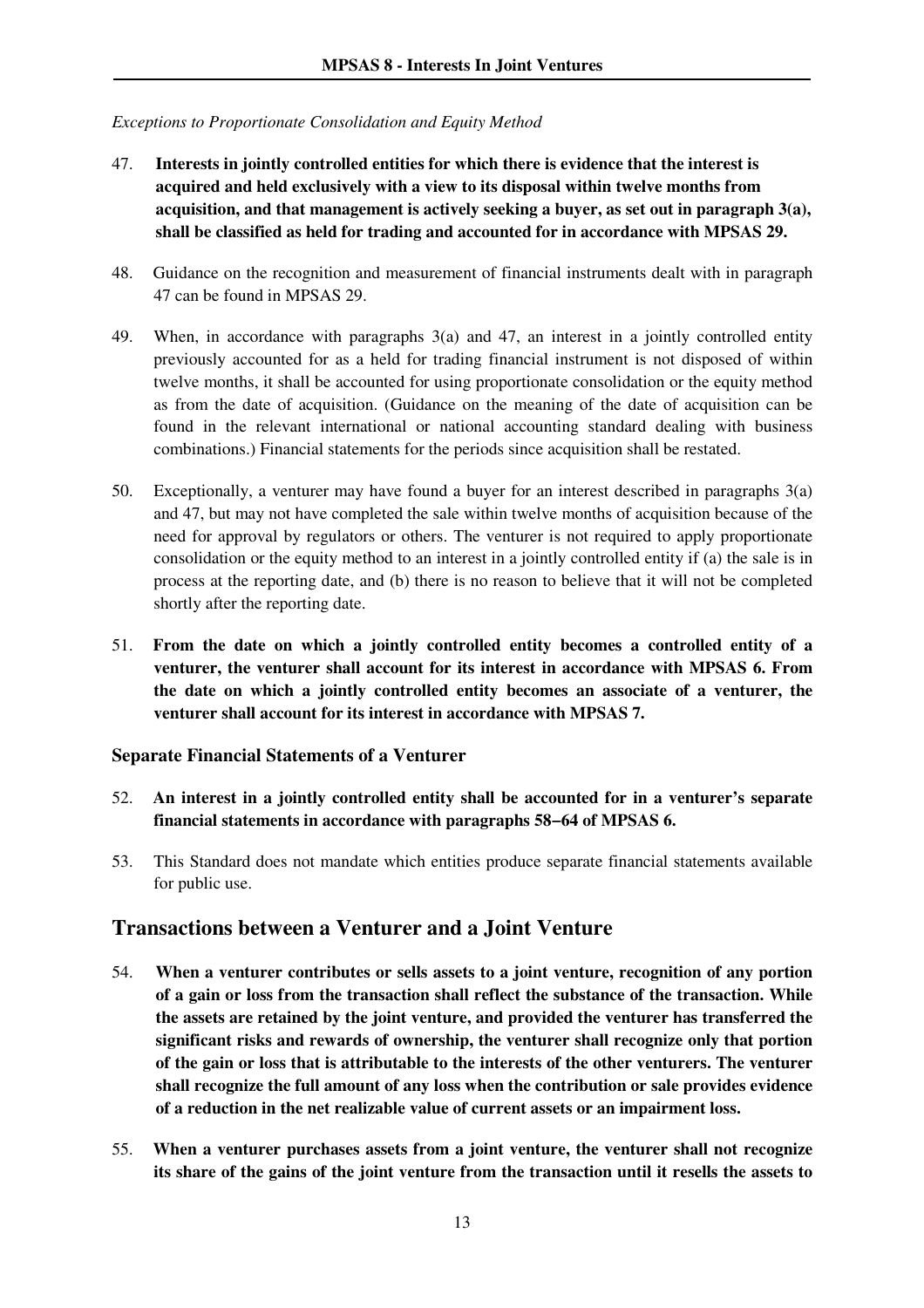*Exceptions to Proportionate Consolidation and Equity Method*

47. **Interests in jointly controlled entities for which there is evidence that the interest is acquired and held exclusively with a view to its disposal within twelve months from acquisition, and that management is actively seeking a buyer, as set out in paragraph 3(a), shall be classified as held for trading and accounted for in accordance with MPSAS 29.**

48. Guidance on the recognition and measurement of financial instruments dealt with in paragraph 47 can be found in MPSAS 29.

49. When, in accordance with paragraphs 3(a) and 47, an interest in a jointly controlled entity previously accounted for as a held for trading financial instrument is not disposed of within twelve months, it shall be accounted for using proportionate consolidation or the equity method as from the date of acquisition. (Guidance on the meaning of the date of acquisition can be found in the relevant international or national accounting standard dealing with business combinations.) Financial statements for the periods since acquisition shall be restated.

50. Exceptionally, a venturer may have found a buyer for an interest described in paragraphs 3(a) and 47, but may not have completed the sale within twelve months of acquisition because of the need for approval by regulators or others. The venturer is not required to apply proportionate consolidation or the equity method to an interest in a jointly controlled entity if (a) the sale is in process at the reporting date, and (b) there is no reason to believe that it will not be completed shortly after the reporting date.

51. **From the date on which a jointly controlled entity becomes a controlled entity of a venturer, the venturer shall account for its interest in accordance with MPSAS 6. From the date on which a jointly controlled entity becomes an associate of a venturer, the venturer shall account for its interest in accordance with MPSAS 7.**

### Separate Financial Statements of a Venturer

52. **An interest in a jointly controlled entity shall be accounted for in a venturer's separate financial statements in accordance with paragraphs 58–64 of MPSAS 6.**

53. This Standard does not mandate which entities produce separate financial statements available for public use.

## Transactions between a Venturer and a Joint Venture

54. **When a venturer contributes or sells assets to a joint venture, recognition of any portion of a gain or loss from the transaction shall reflect the substance of the transaction. While the assets are retained by the joint venture, and provided the venturer has transferred the significant risks and rewards of ownership, the venturer shall recognize only that portion of the gain or loss that is attributable to the interests of the other venturers. The venturer shall recognize the full amount of any loss when the contribution or sale provides evidence of a reduction in the net realizable value of current assets or an impairment loss.**

55. **When a venturer purchases assets from a joint venture, the venturer shall not recognize its share of the gains of the joint venture from the transaction until it resells the assets to**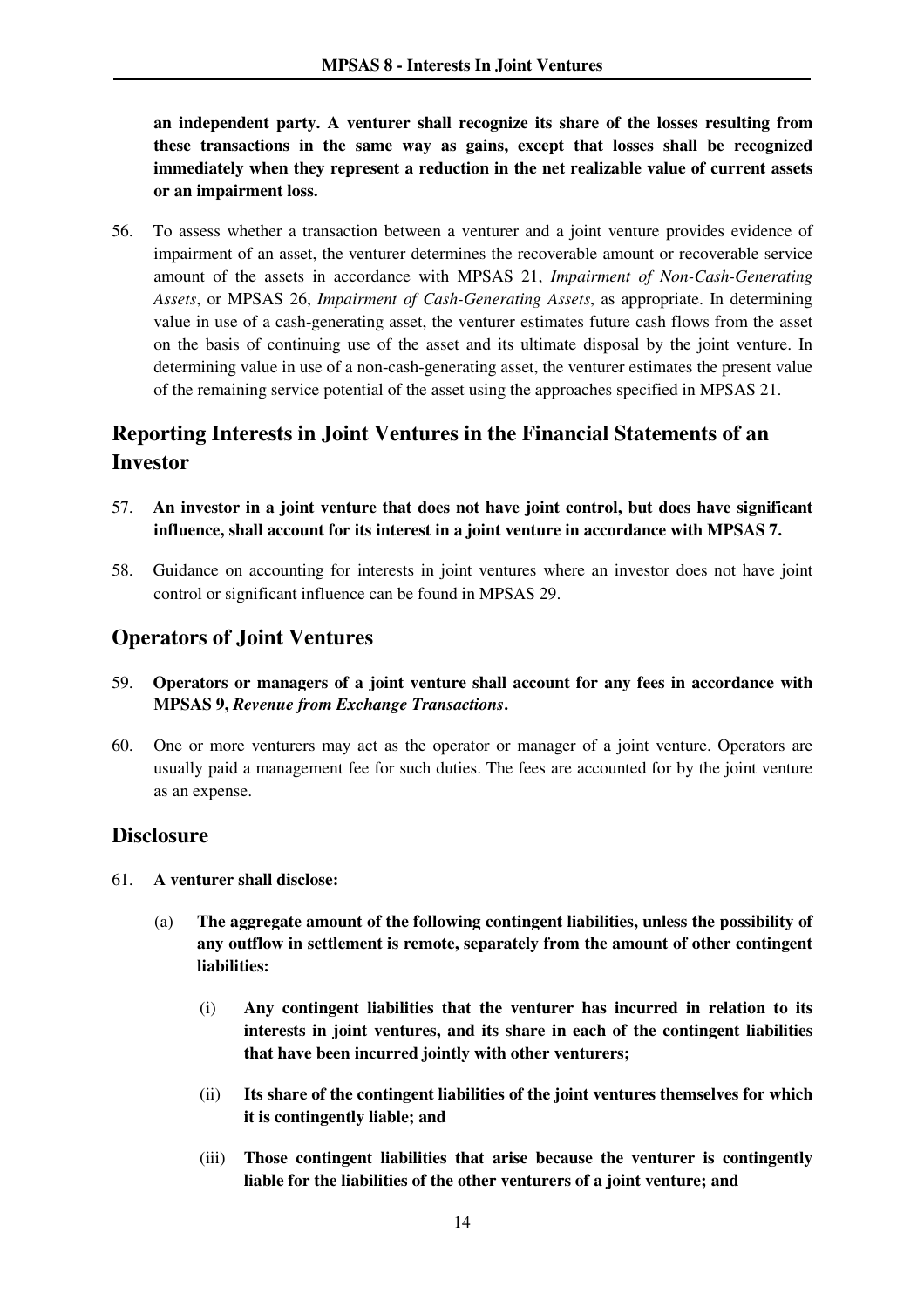**an independent party. A venturer shall recognize its share of the losses resulting from these transactions in the same way as gains, except that losses shall be recognized immediately when they represent a reduction in the net realizable value of current assets or an impairment loss.**

56. To assess whether a transaction between a venturer and a joint venture provides evidence of impairment of an asset, the venturer determines the recoverable amount or recoverable service amount of the assets in accordance with MPSAS 21, *Impairment of Non-Cash-Generating Assets*, or MPSAS 26, *Impairment of Cash-Generating Assets*, as appropriate. In determining value in use of a cash-generating asset, the venturer estimates future cash flows from the asset on the basis of continuing use of the asset and its ultimate disposal by the joint venture. In determining value in use of a non-cash-generating asset, the venturer estimates the present value of the remaining service potential of the asset using the approaches specified in MPSAS 21.

## Reporting Interests in Joint Ventures in the Financial Statements of an Investor

57. **An investor in a joint venture that does not have joint control, but does have significant influence, shall account for its interest in a joint venture in accordance with MPSAS 7.**

58. Guidance on accounting for interests in joint ventures where an investor does not have joint control or significant influence can be found in MPSAS 29.

## Operators of Joint Ventures

59. **Operators or managers of a joint venture shall account for any fees in accordance with MPSAS 9, *Revenue from Exchange Transactions*.**

60. One or more venturers may act as the operator or manager of a joint venture. Operators are usually paid a management fee for such duties. The fees are accounted for by the joint venture as an expense.

## Disclosure

61. **A venturer shall disclose:**

    (a) **The aggregate amount of the following contingent liabilities, unless the possibility of any outflow in settlement is remote, separately from the amount of other contingent liabilities:**

        (i) **Any contingent liabilities that the venturer has incurred in relation to its interests in joint ventures, and its share in each of the contingent liabilities that have been incurred jointly with other venturers;**

        (ii) **Its share of the contingent liabilities of the joint ventures themselves for which it is contingently liable; and**

        (iii) **Those contingent liabilities that arise because the venturer is contingently liable for the liabilities of the other venturers of a joint venture; and**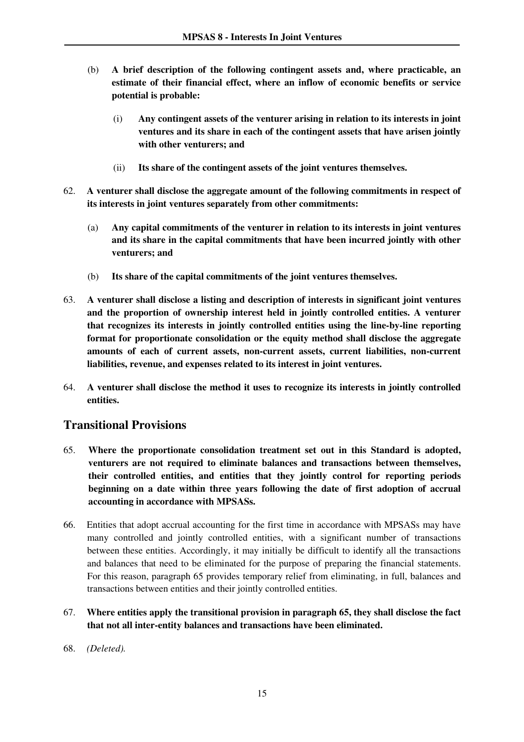(b) **A brief description of the following contingent assets and, where practicable, an estimate of their financial effect, where an inflow of economic benefits or service potential is probable:**

   (i) **Any contingent assets of the venturer arising in relation to its interests in joint ventures and its share in each of the contingent assets that have arisen jointly with other venturers; and**

   (ii) **Its share of the contingent assets of the joint ventures themselves.**

62. **A venturer shall disclose the aggregate amount of the following commitments in respect of its interests in joint ventures separately from other commitments:**

   (a) **Any capital commitments of the venturer in relation to its interests in joint ventures and its share in the capital commitments that have been incurred jointly with other venturers; and**

   (b) **Its share of the capital commitments of the joint ventures themselves.**

63. **A venturer shall disclose a listing and description of interests in significant joint ventures and the proportion of ownership interest held in jointly controlled entities. A venturer that recognizes its interests in jointly controlled entities using the line-by-line reporting format for proportionate consolidation or the equity method shall disclose the aggregate amounts of each of current assets, non-current assets, current liabilities, non-current liabilities, revenue, and expenses related to its interest in joint ventures.**

64. **A venturer shall disclose the method it uses to recognize its interests in jointly controlled entities.**

## Transitional Provisions

65. **Where the proportionate consolidation treatment set out in this Standard is adopted, venturers are not required to eliminate balances and transactions between themselves, their controlled entities, and entities that they jointly control for reporting periods beginning on a date within three years following the date of first adoption of accrual accounting in accordance with MPSASs.**

66. Entities that adopt accrual accounting for the first time in accordance with MPSASs may have many controlled and jointly controlled entities, with a significant number of transactions between these entities. Accordingly, it may initially be difficult to identify all the transactions and balances that need to be eliminated for the purpose of preparing the financial statements. For this reason, paragraph 65 provides temporary relief from eliminating, in full, balances and transactions between entities and their jointly controlled entities.

67. **Where entities apply the transitional provision in paragraph 65, they shall disclose the fact that not all inter-entity balances and transactions have been eliminated.**

68. *(Deleted).*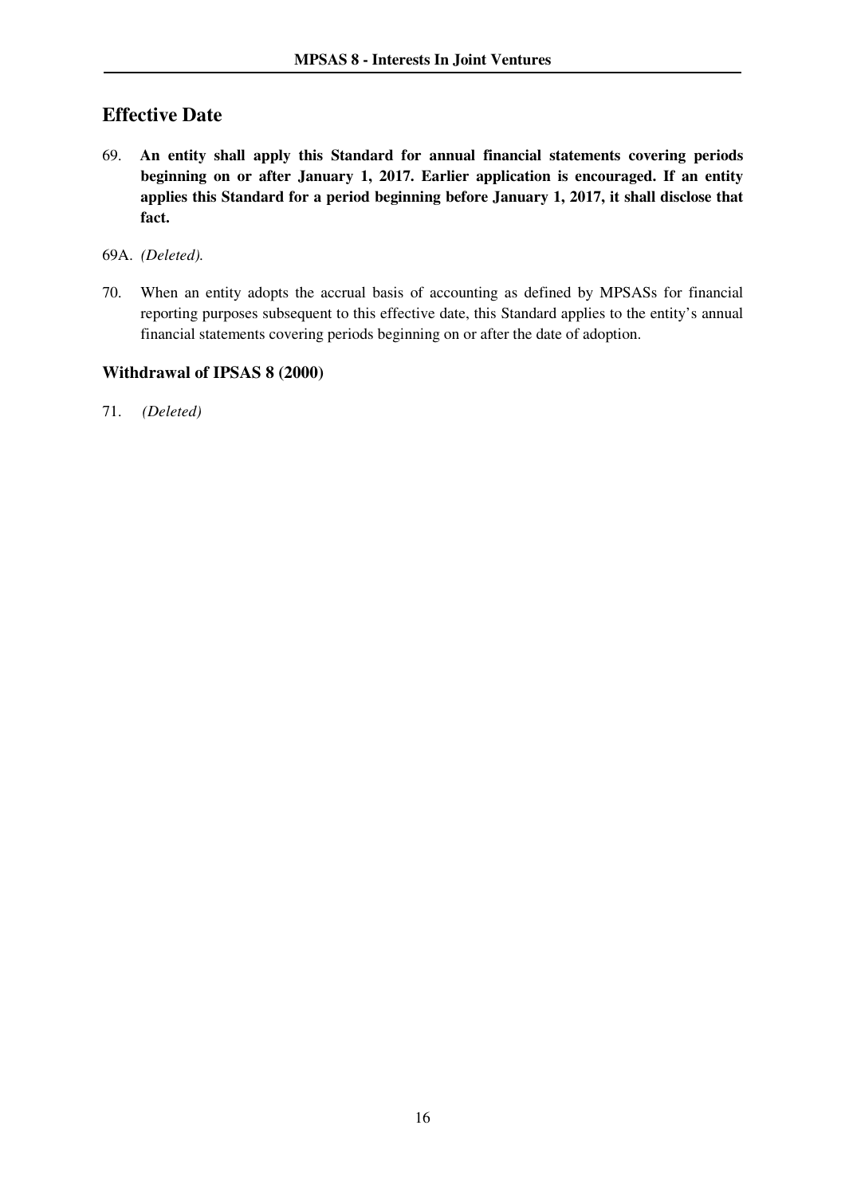## Effective Date

69. **An entity shall apply this Standard for annual financial statements covering periods beginning on or after January 1, 2017. Earlier application is encouraged. If an entity applies this Standard for a period beginning before January 1, 2017, it shall disclose that fact.**

69A. *(Deleted).*

70. When an entity adopts the accrual basis of accounting as defined by MPSASs for financial reporting purposes subsequent to this effective date, this Standard applies to the entity's annual financial statements covering periods beginning on or after the date of adoption.

### Withdrawal of IPSAS 8 (2000)

71. *(Deleted)*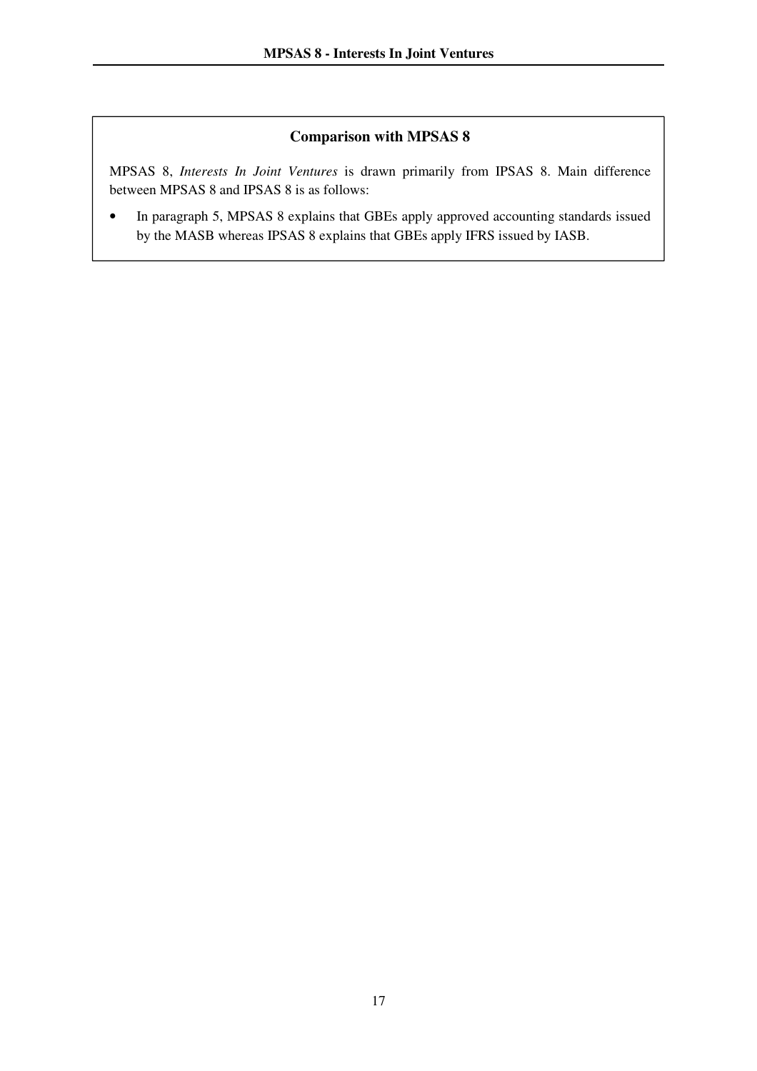## Comparison with MPSAS 8

MPSAS 8, *Interests In Joint Ventures* is drawn primarily from IPSAS 8. Main difference between MPSAS 8 and IPSAS 8 is as follows:

- In paragraph 5, MPSAS 8 explains that GBEs apply approved accounting standards issued by the MASB whereas IPSAS 8 explains that GBEs apply IFRS issued by IASB.